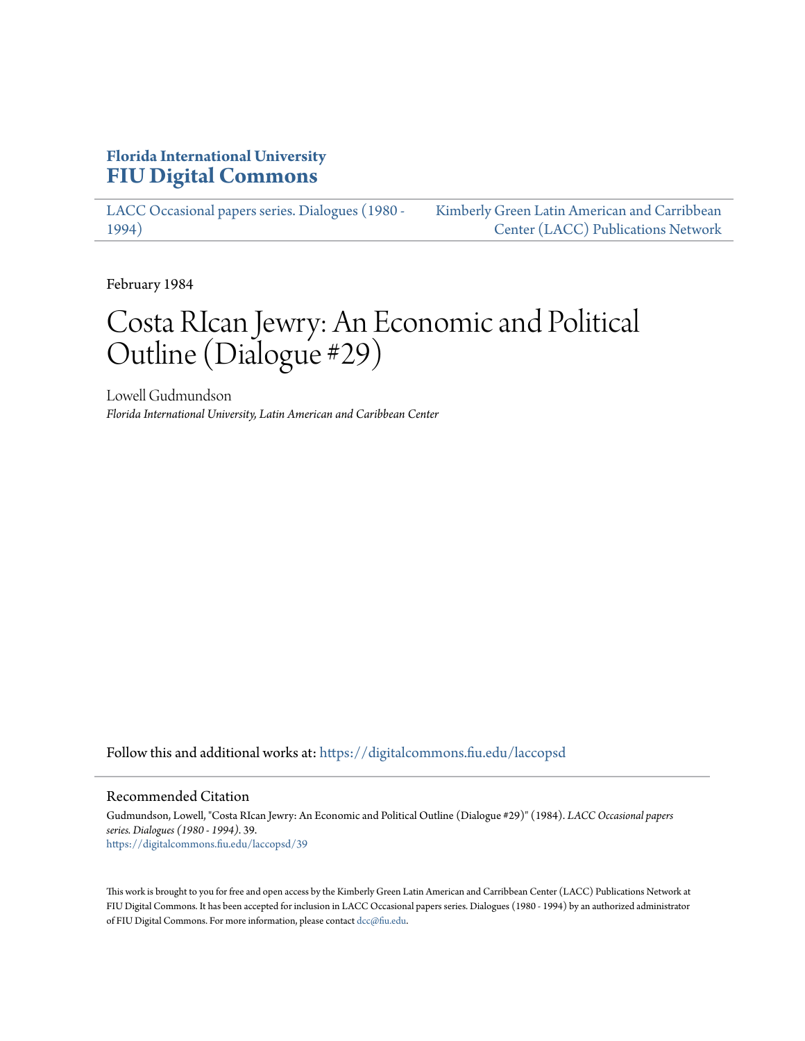Florida International University
**FIU Digital Commons**

LACC Occasional papers series. Dialogues (1980 - 1994)

Kimberly Green Latin American and Carribbean Center (LACC) Publications Network

February 1984

# Costa RIcan Jewry: An Economic and Political Outline (Dialogue #29)

Lowell Gudmundson
*Florida International University, Latin American and Caribbean Center*

Follow this and additional works at: https://digitalcommons.fiu.edu/laccopsd

## Recommended Citation

Gudmundson, Lowell, "Costa RIcan Jewry: An Economic and Political Outline (Dialogue #29)" (1984). *LACC Occasional papers series. Dialogues (1980 - 1994)*. 39.
https://digitalcommons.fiu.edu/laccopsd/39

This work is brought to you for free and open access by the Kimberly Green Latin American and Carribbean Center (LACC) Publications Network at FIU Digital Commons. It has been accepted for inclusion in LACC Occasional papers series. Dialogues (1980 - 1994) by an authorized administrator of FIU Digital Commons. For more information, please contact dcc@fiu.edu.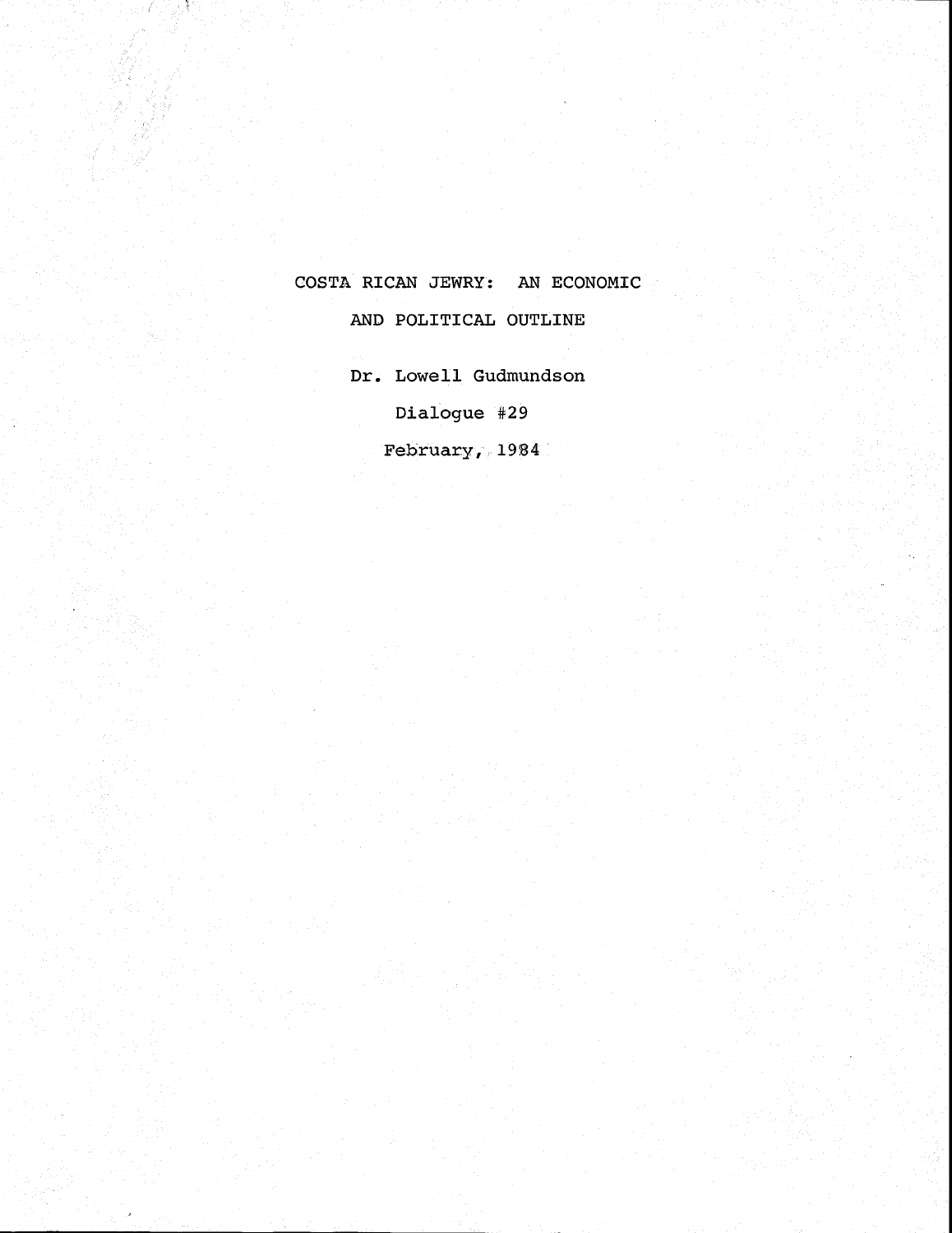# COSTA RICAN JEWRY: AN ECONOMIC AND POLITICAL OUTLINE

Dr. Lowell Gudmundson

Dialogue #29

February, 1984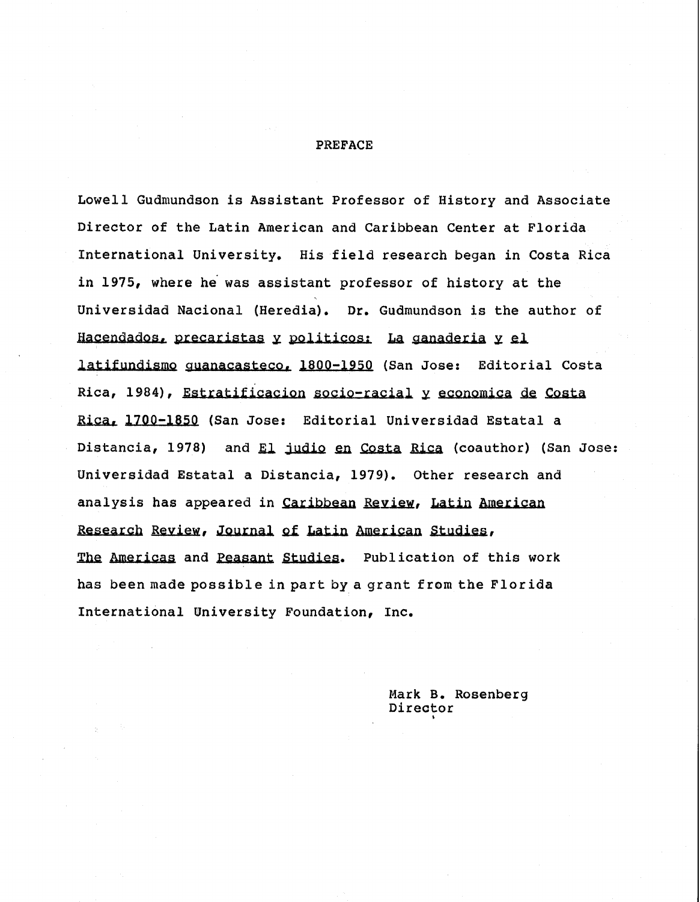## PREFACE

Lowell Gudmundson is Assistant Professor of History and Associate Director of the Latin American and Caribbean Center at Florida International University. His field research began in Costa Rica in 1975, where he was assistant professor of history at the Universidad Nacional (Heredia). Dr. Gudmundson is the author of *Hacendados, precaristas y politicos: La ganaderia y el latifundismo guanacasteco, 1800-1950* (San Jose: Editorial Costa Rica, 1984), *Estratificacion socio-racial y economica de Costa Rica, 1700-1850* (San Jose: Editorial Universidad Estatal a Distancia, 1978) and *El judio en Costa Rica* (coauthor) (San Jose: Universidad Estatal a Distancia, 1979). Other research and analysis has appeared in *Caribbean Review*, *Latin American Research Review*, *Journal of Latin American Studies*, *The Americas* and *Peasant Studies*. Publication of this work has been made possible in part by a grant from the Florida International University Foundation, Inc.

Mark B. Rosenberg
Director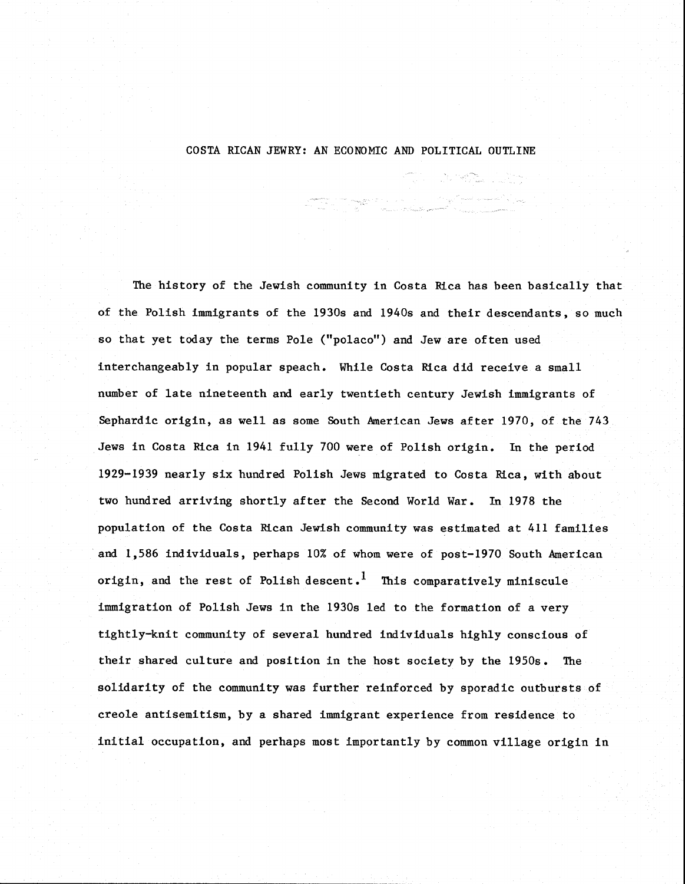# COSTA RICAN JEWRY: AN ECONOMIC AND POLITICAL OUTLINE

The history of the Jewish community in Costa Rica has been basically that of the Polish immigrants of the 1930s and 1940s and their descendants, so much so that yet today the terms Pole ("polaco") and Jew are often used interchangeably in popular speach. While Costa Rica did receive a small number of late nineteenth and early twentieth century Jewish immigrants of Sephardic origin, as well as some South American Jews after 1970, of the 743 Jews in Costa Rica in 1941 fully 700 were of Polish origin. In the period 1929-1939 nearly six hundred Polish Jews migrated to Costa Rica, with about two hundred arriving shortly after the Second World War. In 1978 the population of the Costa Rican Jewish community was estimated at 411 families and 1,586 individuals, perhaps 10% of whom were of post-1970 South American origin, and the rest of Polish descent.[1] This comparatively miniscule immigration of Polish Jews in the 1930s led to the formation of a very tightly-knit community of several hundred individuals highly conscious of their shared culture and position in the host society by the 1950s. The solidarity of the community was further reinforced by sporadic outbursts of creole antisemitism, by a shared immigrant experience from residence to initial occupation, and perhaps most importantly by common village origin in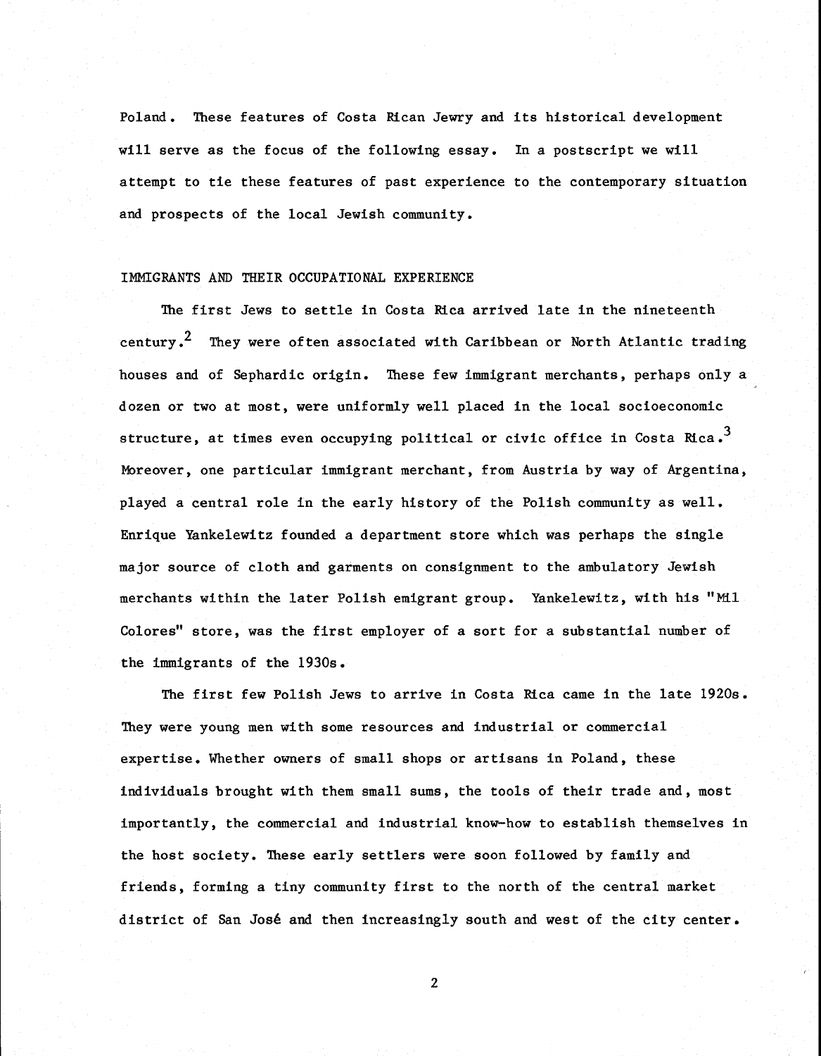Poland. These features of Costa Rican Jewry and its historical development will serve as the focus of the following essay. In a postscript we will attempt to tie these features of past experience to the contemporary situation and prospects of the local Jewish community.

## IMMIGRANTS AND THEIR OCCUPATIONAL EXPERIENCE

The first Jews to settle in Costa Rica arrived late in the nineteenth century.[2] They were often associated with Caribbean or North Atlantic trading houses and of Sephardic origin. These few immigrant merchants, perhaps only a dozen or two at most, were uniformly well placed in the local socioeconomic structure, at times even occupying political or civic office in Costa Rica.[3] Moreover, one particular immigrant merchant, from Austria by way of Argentina, played a central role in the early history of the Polish community as well. Enrique Yankelewitz founded a department store which was perhaps the single major source of cloth and garments on consignment to the ambulatory Jewish merchants within the later Polish emigrant group. Yankelewitz, with his "Mil Colores" store, was the first employer of a sort for a substantial number of the immigrants of the 1930s.

The first few Polish Jews to arrive in Costa Rica came in the late 1920s. They were young men with some resources and industrial or commercial expertise. Whether owners of small shops or artisans in Poland, these individuals brought with them small sums, the tools of their trade and, most importantly, the commercial and industrial know-how to establish themselves in the host society. These early settlers were soon followed by family and friends, forming a tiny community first to the north of the central market district of San José and then increasingly south and west of the city center.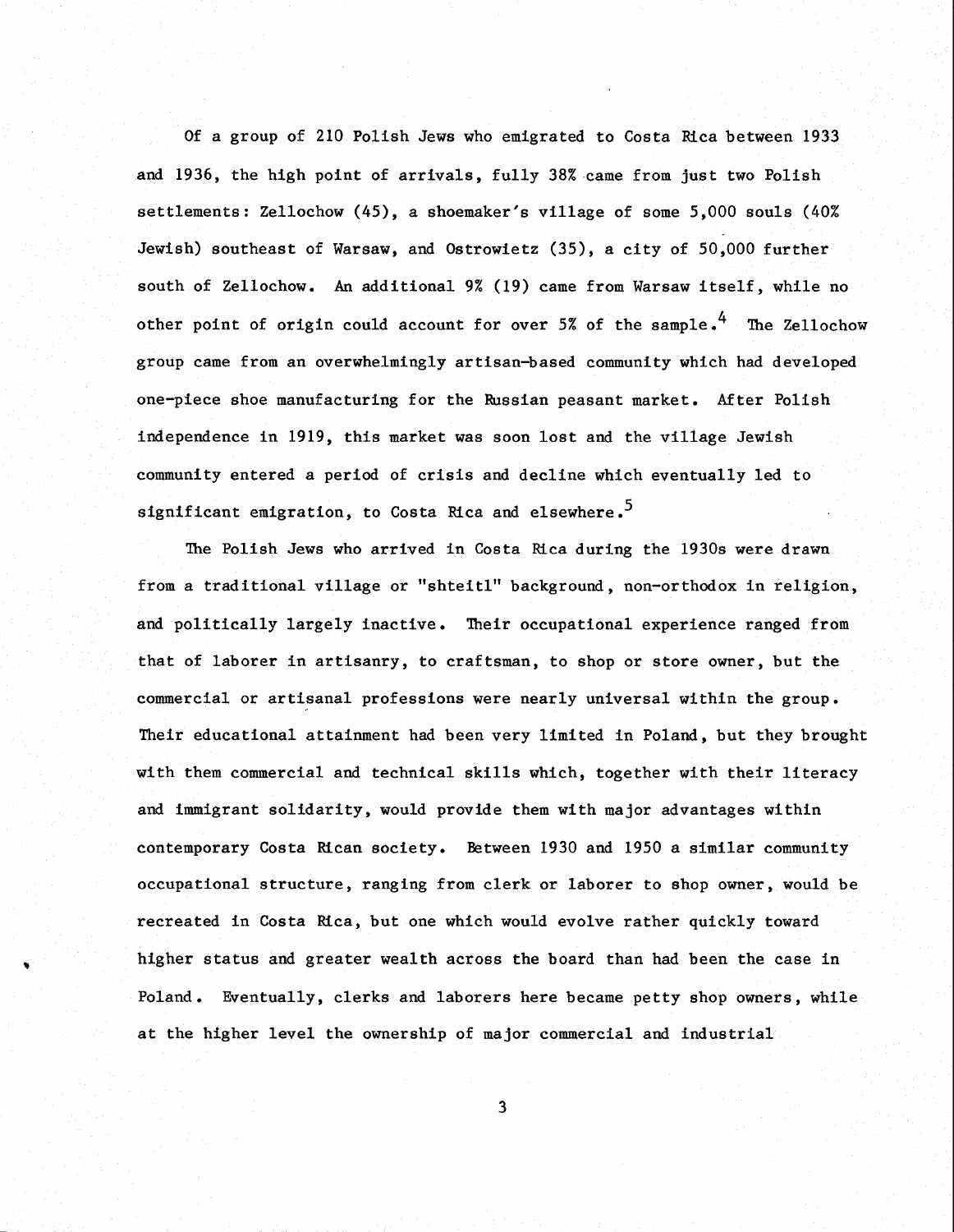Of a group of 210 Polish Jews who emigrated to Costa Rica between 1933 and 1936, the high point of arrivals, fully 38% came from just two Polish settlements: Zellochow (45), a shoemaker's village of some 5,000 souls (40% Jewish) southeast of Warsaw, and Ostrowietz (35), a city of 50,000 further south of Zellochow. An additional 9% (19) came from Warsaw itself, while no other point of origin could account for over 5% of the sample.[4] The Zellochow group came from an overwhelmingly artisan-based community which had developed one-piece shoe manufacturing for the Russian peasant market. After Polish independence in 1919, this market was soon lost and the village Jewish community entered a period of crisis and decline which eventually led to significant emigration, to Costa Rica and elsewhere.[5]

The Polish Jews who arrived in Costa Rica during the 1930s were drawn from a traditional village or "shteitl" background, non-orthodox in religion, and politically largely inactive. Their occupational experience ranged from that of laborer in artisanry, to craftsman, to shop or store owner, but the commercial or artisanal professions were nearly universal within the group. Their educational attainment had been very limited in Poland, but they brought with them commercial and technical skills which, together with their literacy and immigrant solidarity, would provide them with major advantages within contemporary Costa Rican society. Between 1930 and 1950 a similar community occupational structure, ranging from clerk or laborer to shop owner, would be recreated in Costa Rica, but one which would evolve rather quickly toward higher status and greater wealth across the board than had been the case in Poland. Eventually, clerks and laborers here became petty shop owners, while at the higher level the ownership of major commercial and industrial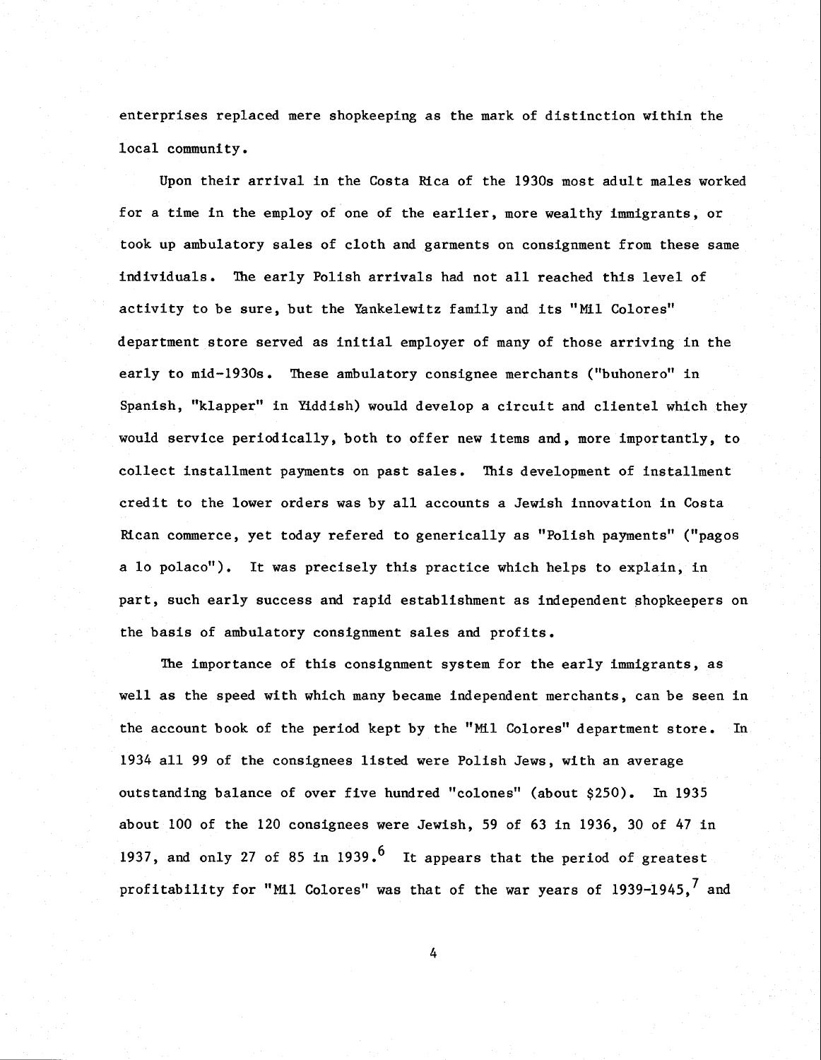enterprises replaced mere shopkeeping as the mark of distinction within the local community.

Upon their arrival in the Costa Rica of the 1930s most adult males worked for a time in the employ of one of the earlier, more wealthy immigrants, or took up ambulatory sales of cloth and garments on consignment from these same individuals. The early Polish arrivals had not all reached this level of activity to be sure, but the Yankelewitz family and its "Mil Colores" department store served as initial employer of many of those arriving in the early to mid-1930s. These ambulatory consignee merchants ("buhonero" in Spanish, "klapper" in Yiddish) would develop a circuit and clientel which they would service periodically, both to offer new items and, more importantly, to collect installment payments on past sales. This development of installment credit to the lower orders was by all accounts a Jewish innovation in Costa Rican commerce, yet today refered to generically as "Polish payments" ("pagos a lo polaco"). It was precisely this practice which helps to explain, in part, such early success and rapid establishment as independent shopkeepers on the basis of ambulatory consignment sales and profits.

The importance of this consignment system for the early immigrants, as well as the speed with which many became independent merchants, can be seen in the account book of the period kept by the "Mil Colores" department store. In 1934 all 99 of the consignees listed were Polish Jews, with an average outstanding balance of over five hundred "colones" (about $250). In 1935 about 100 of the 120 consignees were Jewish, 59 of 63 in 1936, 30 of 47 in 1937, and only 27 of 85 in 1939.[6] It appears that the period of greatest profitability for "Mil Colores" was that of the war years of 1939-1945,[7] and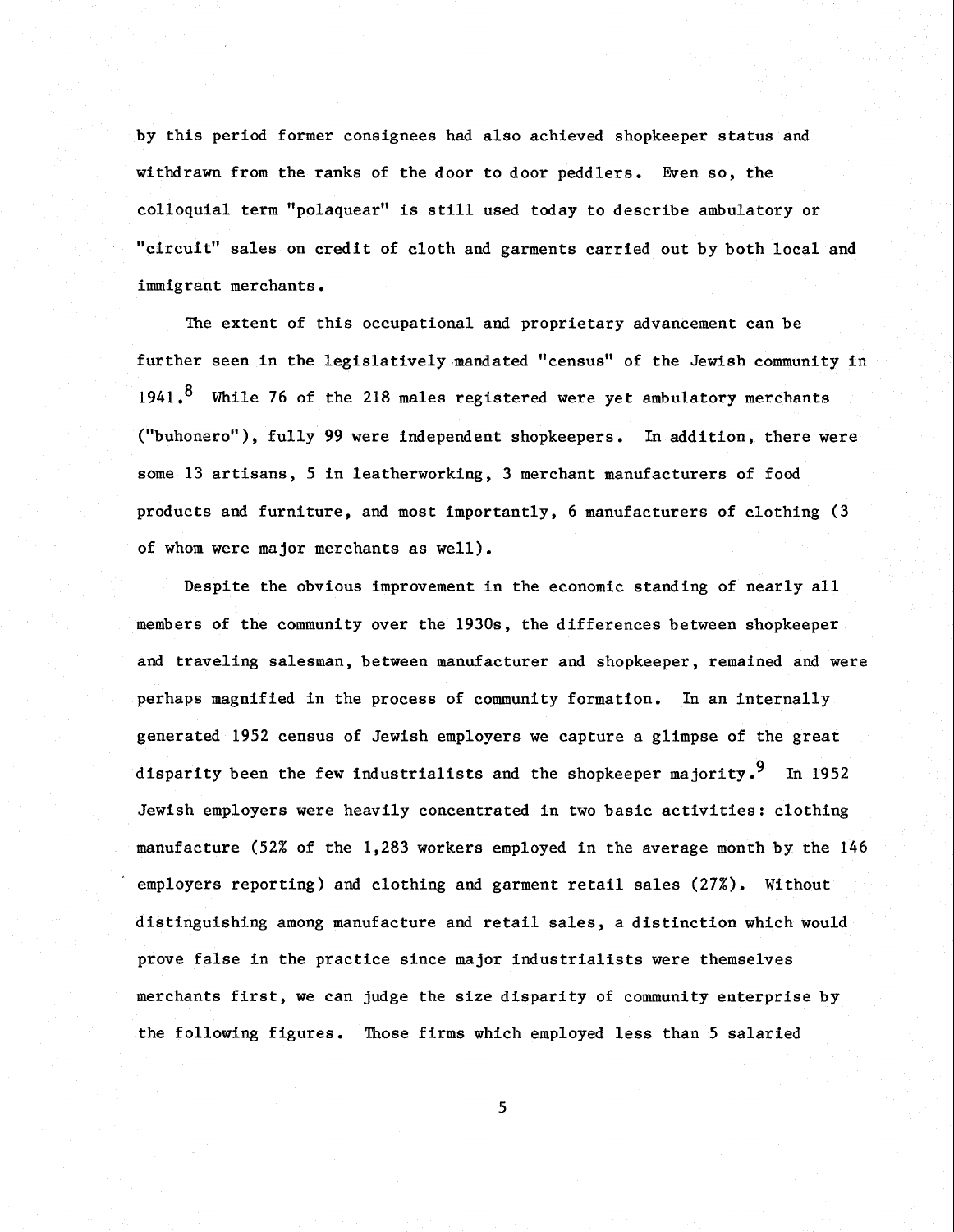by this period former consignees had also achieved shopkeeper status and withdrawn from the ranks of the door to door peddlers. Even so, the colloquial term "polaquear" is still used today to describe ambulatory or "circuit" sales on credit of cloth and garments carried out by both local and immigrant merchants.

The extent of this occupational and proprietary advancement can be further seen in the legislatively mandated "census" of the Jewish community in 1941.[8] While 76 of the 218 males registered were yet ambulatory merchants ("buhonero"), fully 99 were independent shopkeepers. In addition, there were some 13 artisans, 5 in leatherworking, 3 merchant manufacturers of food products and furniture, and most importantly, 6 manufacturers of clothing (3 of whom were major merchants as well).

Despite the obvious improvement in the economic standing of nearly all members of the community over the 1930s, the differences between shopkeeper and traveling salesman, between manufacturer and shopkeeper, remained and were perhaps magnified in the process of community formation. In an internally generated 1952 census of Jewish employers we capture a glimpse of the great disparity been the few industrialists and the shopkeeper majority.[9] In 1952 Jewish employers were heavily concentrated in two basic activities: clothing manufacture (52% of the 1,283 workers employed in the average month by the 146 employers reporting) and clothing and garment retail sales (27%). Without distinguishing among manufacture and retail sales, a distinction which would prove false in the practice since major industrialists were themselves merchants first, we can judge the size disparity of community enterprise by the following figures. Those firms which employed less than 5 salaried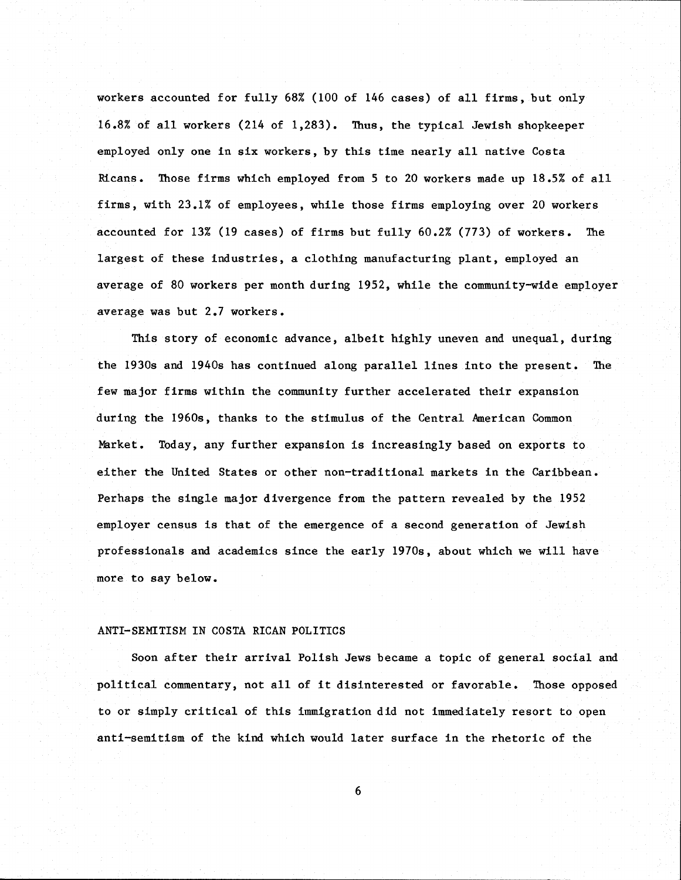workers accounted for fully 68% (100 of 146 cases) of all firms, but only 16.8% of all workers (214 of 1,283). Thus, the typical Jewish shopkeeper employed only one in six workers, by this time nearly all native Costa Ricans. Those firms which employed from 5 to 20 workers made up 18.5% of all firms, with 23.1% of employees, while those firms employing over 20 workers accounted for 13% (19 cases) of firms but fully 60.2% (773) of workers. The largest of these industries, a clothing manufacturing plant, employed an average of 80 workers per month during 1952, while the community-wide employer average was but 2.7 workers.

This story of economic advance, albeit highly uneven and unequal, during the 1930s and 1940s has continued along parallel lines into the present. The few major firms within the community further accelerated their expansion during the 1960s, thanks to the stimulus of the Central American Common Market. Today, any further expansion is increasingly based on exports to either the United States or other non-traditional markets in the Caribbean. Perhaps the single major divergence from the pattern revealed by the 1952 employer census is that of the emergence of a second generation of Jewish professionals and academics since the early 1970s, about which we will have more to say below.

## ANTI-SEMITISM IN COSTA RICAN POLITICS

Soon after their arrival Polish Jews became a topic of general social and political commentary, not all of it disinterested or favorable. Those opposed to or simply critical of this immigration did not immediately resort to open anti-semitism of the kind which would later surface in the rhetoric of the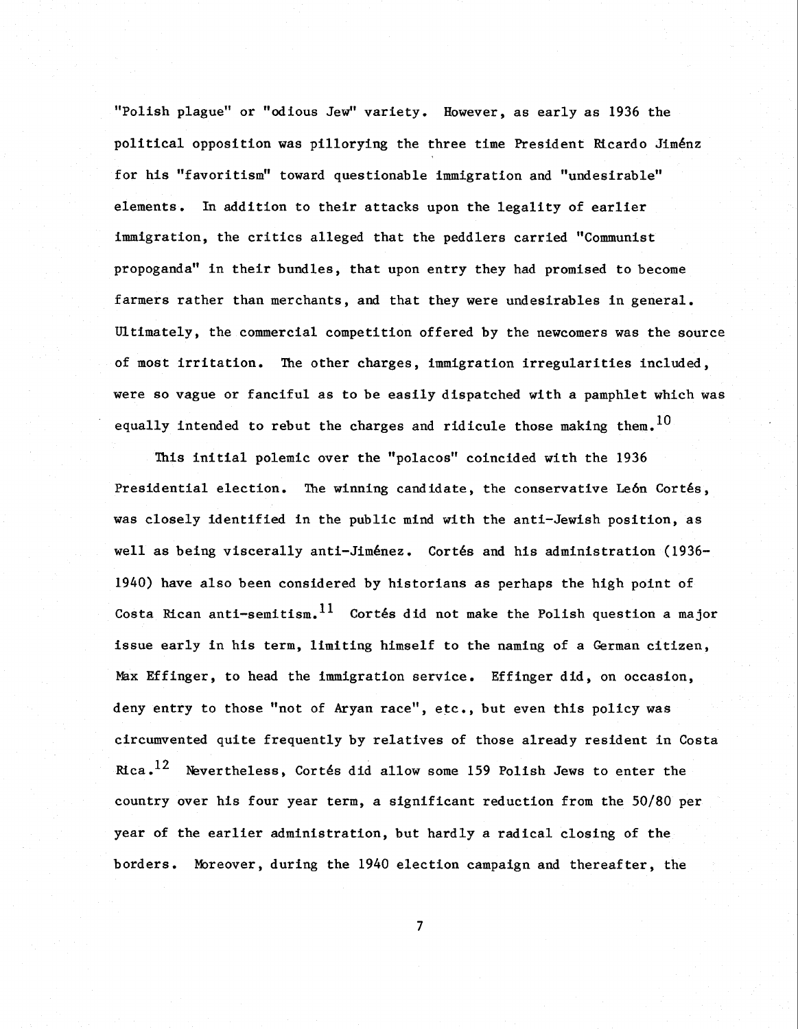"Polish plague" or "odious Jew" variety. However, as early as 1936 the political opposition was pillorying the three time President Ricardo Jiménz for his "favoritism" toward questionable immigration and "undesirable" elements. In addition to their attacks upon the legality of earlier immigration, the critics alleged that the peddlers carried "Communist propoganda" in their bundles, that upon entry they had promised to become farmers rather than merchants, and that they were undesirables in general. Ultimately, the commercial competition offered by the newcomers was the source of most irritation. The other charges, immigration irregularities included, were so vague or fanciful as to be easily dispatched with a pamphlet which was equally intended to rebut the charges and ridicule those making them.[10]

This initial polemic over the "polacos" coincided with the 1936 Presidential election. The winning candidate, the conservative León Cortés, was closely identified in the public mind with the anti-Jewish position, as well as being viscerally anti-Jiménez. Cortés and his administration (1936-1940) have also been considered by historians as perhaps the high point of Costa Rican anti-semitism.[11] Cortés did not make the Polish question a major issue early in his term, limiting himself to the naming of a German citizen, Max Effinger, to head the immigration service. Effinger did, on occasion, deny entry to those "not of Aryan race", etc., but even this policy was circumvented quite frequently by relatives of those already resident in Costa Rica.[12] Nevertheless, Cortés did allow some 159 Polish Jews to enter the country over his four year term, a significant reduction from the 50/80 per year of the earlier administration, but hardly a radical closing of the borders. Moreover, during the 1940 election campaign and thereafter, the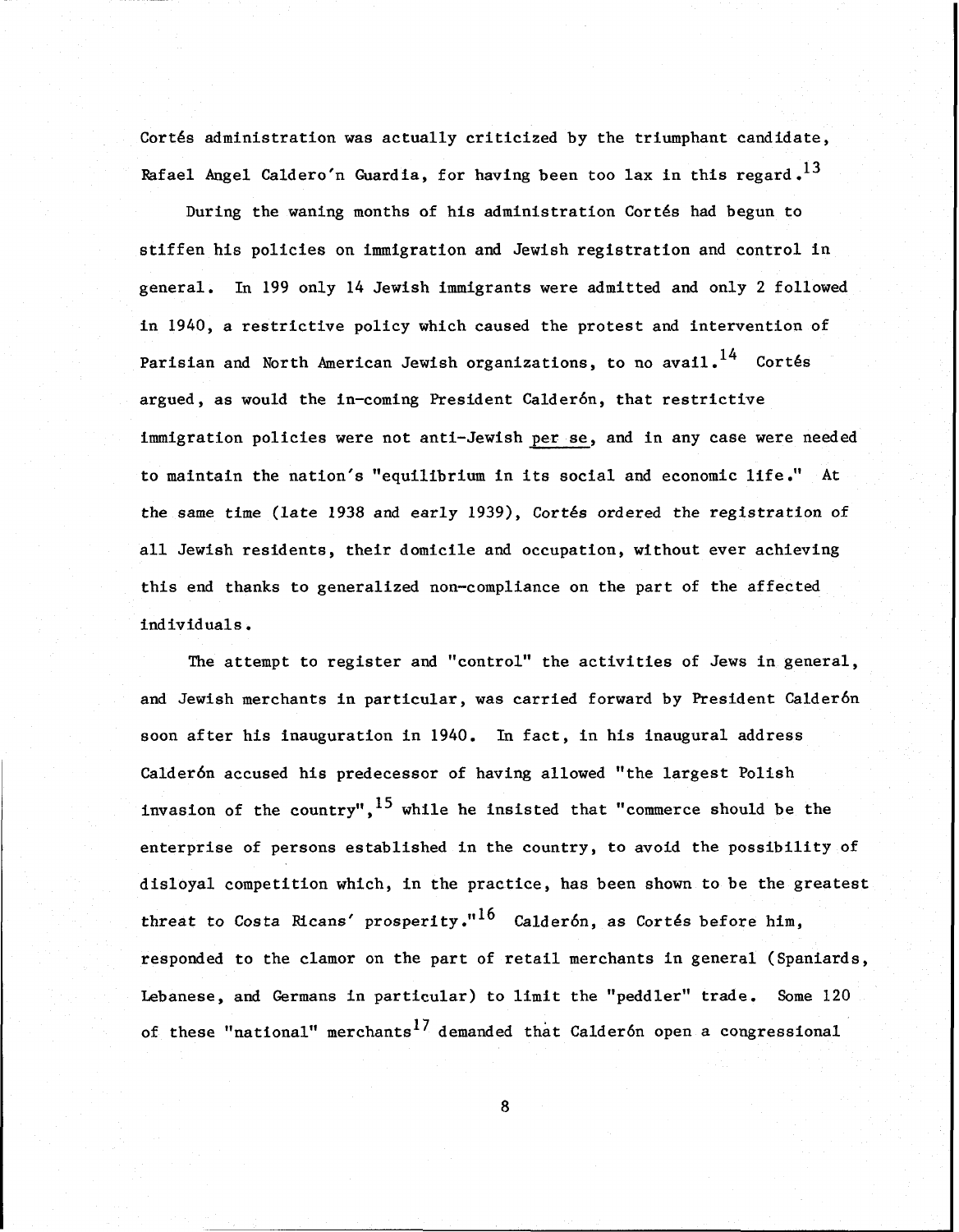Cortés administration was actually criticized by the triumphant candidate, Rafael Angel Caldero'n Guardia, for having been too lax in this regard.[13]

During the waning months of his administration Cortés had begun to stiffen his policies on immigration and Jewish registration and control in general. In 199 only 14 Jewish immigrants were admitted and only 2 followed in 1940, a restrictive policy which caused the protest and intervention of Parisian and North American Jewish organizations, to no avail.[14] Cortés argued, as would the in-coming President Calderón, that restrictive immigration policies were not anti-Jewish per se, and in any case were needed to maintain the nation's "equilibrium in its social and economic life." At the same time (late 1938 and early 1939), Cortés ordered the registration of all Jewish residents, their domicile and occupation, without ever achieving this end thanks to generalized non-compliance on the part of the affected individuals.

The attempt to register and "control" the activities of Jews in general, and Jewish merchants in particular, was carried forward by President Calderón soon after his inauguration in 1940. In fact, in his inaugural address Calderón accused his predecessor of having allowed "the largest Polish invasion of the country",[15] while he insisted that "commerce should be the enterprise of persons established in the country, to avoid the possibility of disloyal competition which, in the practice, has been shown to be the greatest threat to Costa Ricans' prosperity."[16] Calderón, as Cortés before him, responded to the clamor on the part of retail merchants in general (Spaniards, Lebanese, and Germans in particular) to limit the "peddler" trade. Some 120 of these "national" merchants[17] demanded that Calderón open a congressional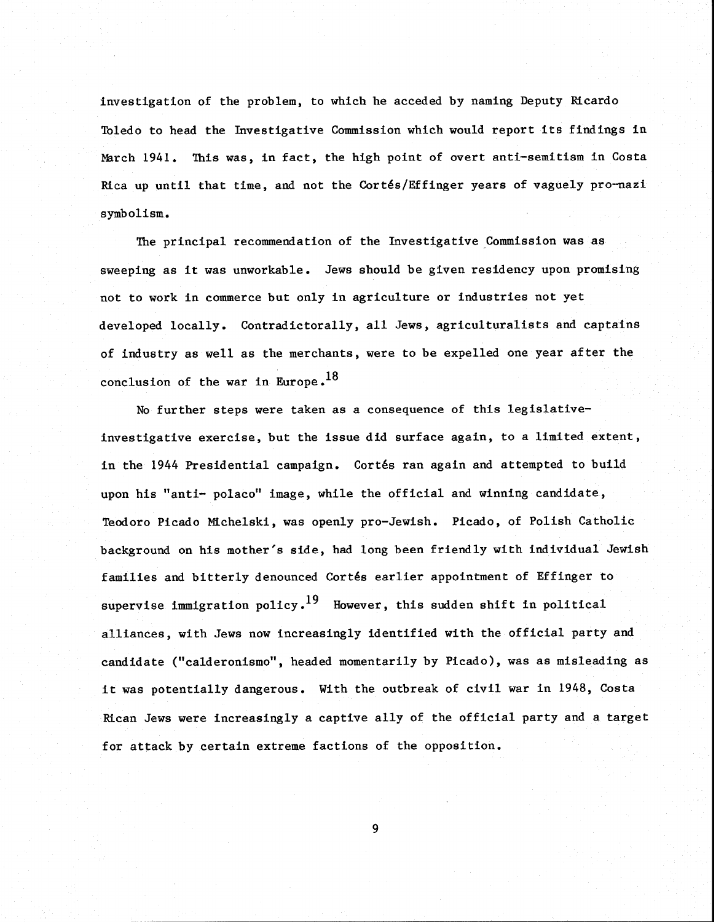investigation of the problem, to which he acceded by naming Deputy Ricardo Toledo to head the Investigative Commission which would report its findings in March 1941. This was, in fact, the high point of overt anti-semitism in Costa Rica up until that time, and not the Cortés/Effinger years of vaguely pro-nazi symbolism.

The principal recommendation of the Investigative Commission was as sweeping as it was unworkable. Jews should be given residency upon promising not to work in commerce but only in agriculture or industries not yet developed locally. Contradictorally, all Jews, agriculturalists and captains of industry as well as the merchants, were to be expelled one year after the conclusion of the war in Europe.[18]

No further steps were taken as a consequence of this legislative-investigative exercise, but the issue did surface again, to a limited extent, in the 1944 Presidential campaign. Cortés ran again and attempted to build upon his "anti- polaco" image, while the official and winning candidate, Teodoro Picado Michelski, was openly pro-Jewish. Picado, of Polish Catholic background on his mother's side, had long been friendly with individual Jewish families and bitterly denounced Cortés earlier appointment of Effinger to supervise immigration policy.[19] However, this sudden shift in political alliances, with Jews now increasingly identified with the official party and candidate ("calderonismo", headed momentarily by Picado), was as misleading as it was potentially dangerous. With the outbreak of civil war in 1948, Costa Rican Jews were increasingly a captive ally of the official party and a target for attack by certain extreme factions of the opposition.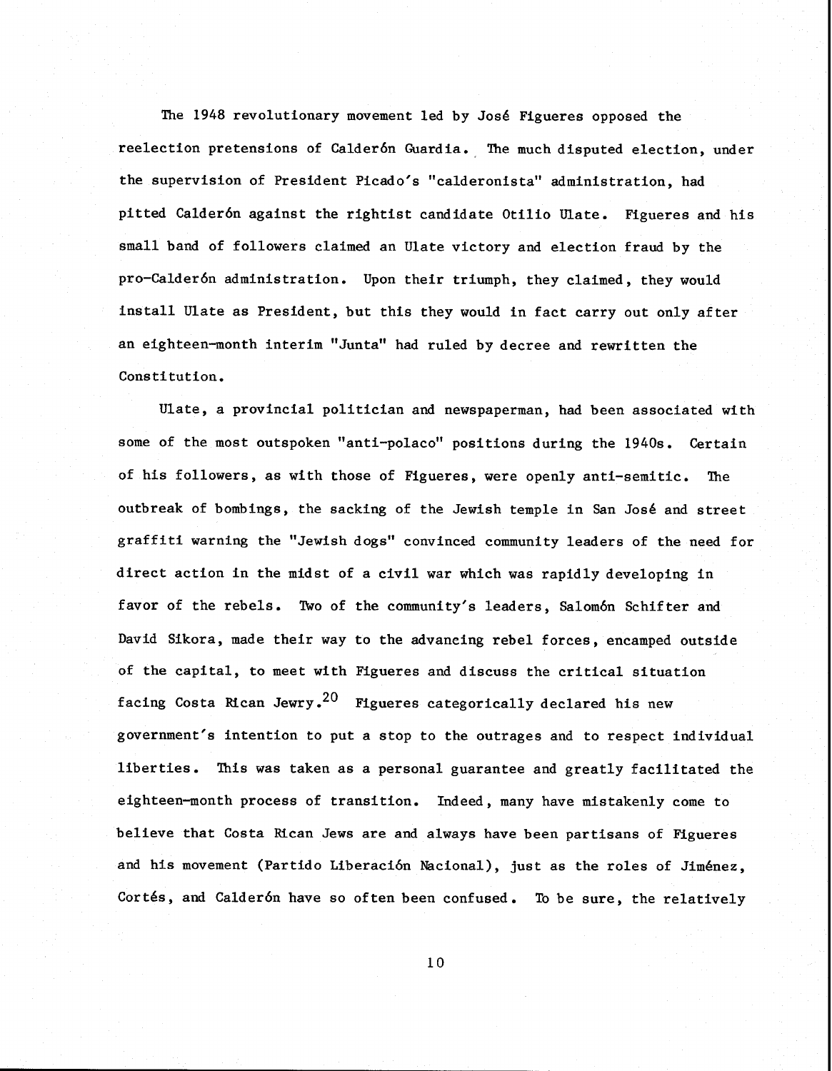The 1948 revolutionary movement led by José Figueres opposed the reelection pretensions of Calderón Guardia. The much disputed election, under the supervision of President Picado's "calderonista" administration, had pitted Calderón against the rightist candidate Otilio Ulate. Figueres and his small band of followers claimed an Ulate victory and election fraud by the pro-Calderón administration. Upon their triumph, they claimed, they would install Ulate as President, but this they would in fact carry out only after an eighteen-month interim "Junta" had ruled by decree and rewritten the Constitution.

Ulate, a provincial politician and newspaperman, had been associated with some of the most outspoken "anti-polaco" positions during the 1940s. Certain of his followers, as with those of Figueres, were openly anti-semitic. The outbreak of bombings, the sacking of the Jewish temple in San José and street graffiti warning the "Jewish dogs" convinced community leaders of the need for direct action in the midst of a civil war which was rapidly developing in favor of the rebels. Two of the community's leaders, Salomón Schifter and David Sikora, made their way to the advancing rebel forces, encamped outside of the capital, to meet with Figueres and discuss the critical situation facing Costa Rican Jewry.[20] Figueres categorically declared his new government's intention to put a stop to the outrages and to respect individual liberties. This was taken as a personal guarantee and greatly facilitated the eighteen-month process of transition. Indeed, many have mistakenly come to believe that Costa Rican Jews are and always have been partisans of Figueres and his movement (Partido Liberación Nacional), just as the roles of Jiménez, Cortés, and Calderón have so often been confused. To be sure, the relatively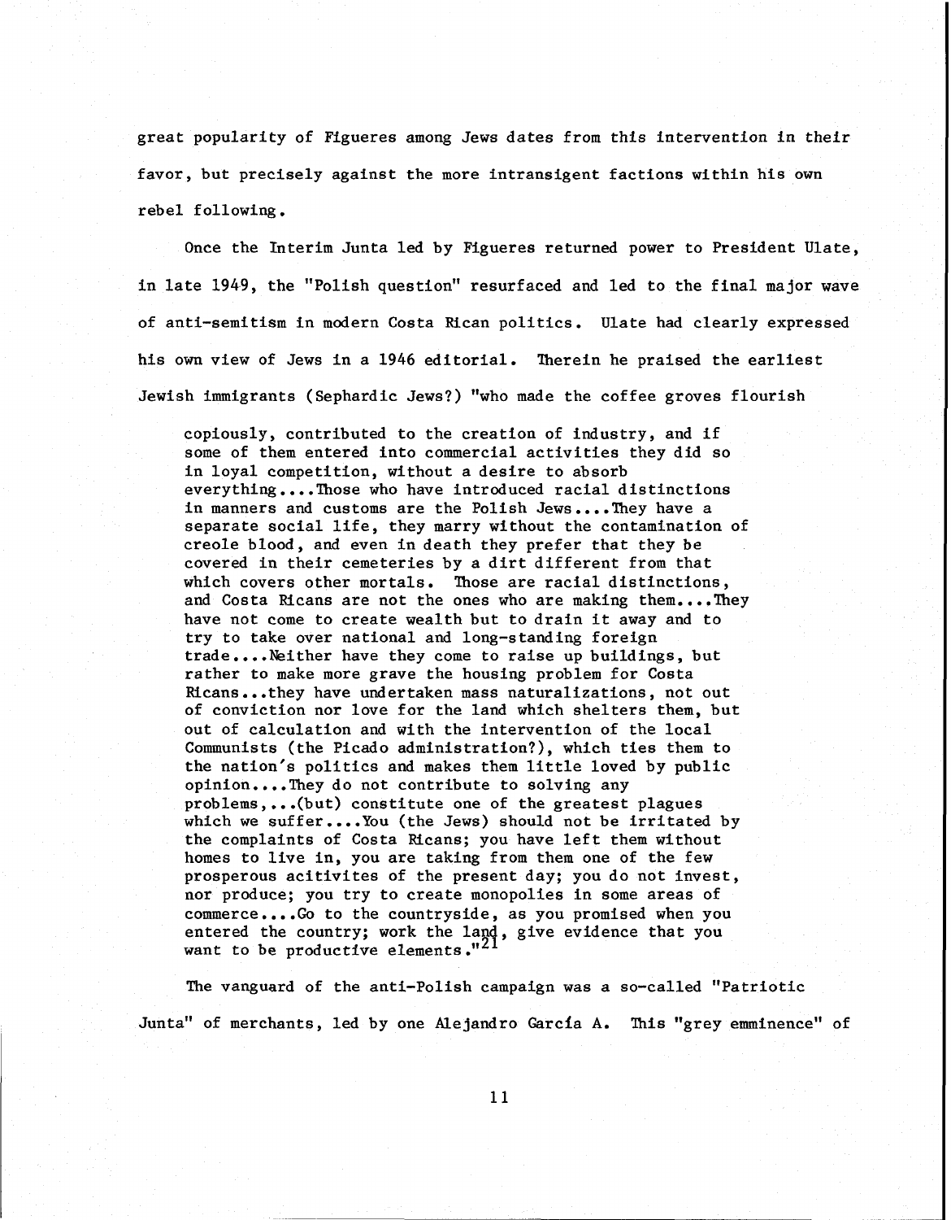great popularity of Figueres among Jews dates from this intervention in their favor, but precisely against the more intransigent factions within his own rebel following.

Once the Interim Junta led by Figueres returned power to President Ulate, in late 1949, the "Polish question" resurfaced and led to the final major wave of anti-semitism in modern Costa Rican politics. Ulate had clearly expressed his own view of Jews in a 1946 editorial. Therein he praised the earliest Jewish immigrants (Sephardic Jews?) "who made the coffee groves flourish

> copiously, contributed to the creation of industry, and if some of them entered into commercial activities they did so in loyal competition, without a desire to absorb everything....Those who have introduced racial distinctions in manners and customs are the Polish Jews....They have a separate social life, they marry without the contamination of creole blood, and even in death they prefer that they be covered in their cemeteries by a dirt different from that which covers other mortals. Those are racial distinctions, and Costa Ricans are not the ones who are making them....They have not come to create wealth but to drain it away and to try to take over national and long-standing foreign trade....Neither have they come to raise up buildings, but rather to make more grave the housing problem for Costa Ricans...they have undertaken mass naturalizations, not out of conviction nor love for the land which shelters them, but out of calculation and with the intervention of the local Communists (the Picado administration?), which ties them to the nation's politics and makes them little loved by public opinion....They do not contribute to solving any problems,...(but) constitute one of the greatest plagues which we suffer....You (the Jews) should not be irritated by the complaints of Costa Ricans; you have left them without homes to live in, you are taking from them one of the few prosperous acitivites of the present day; you do not invest, nor produce; you try to create monopolies in some areas of commerce....Go to the countryside, as you promised when you entered the country; work the land, give evidence that you want to be productive elements."[21]

The vanguard of the anti-Polish campaign was a so-called "Patriotic Junta" of merchants, led by one Alejandro García A. This "grey emminence" of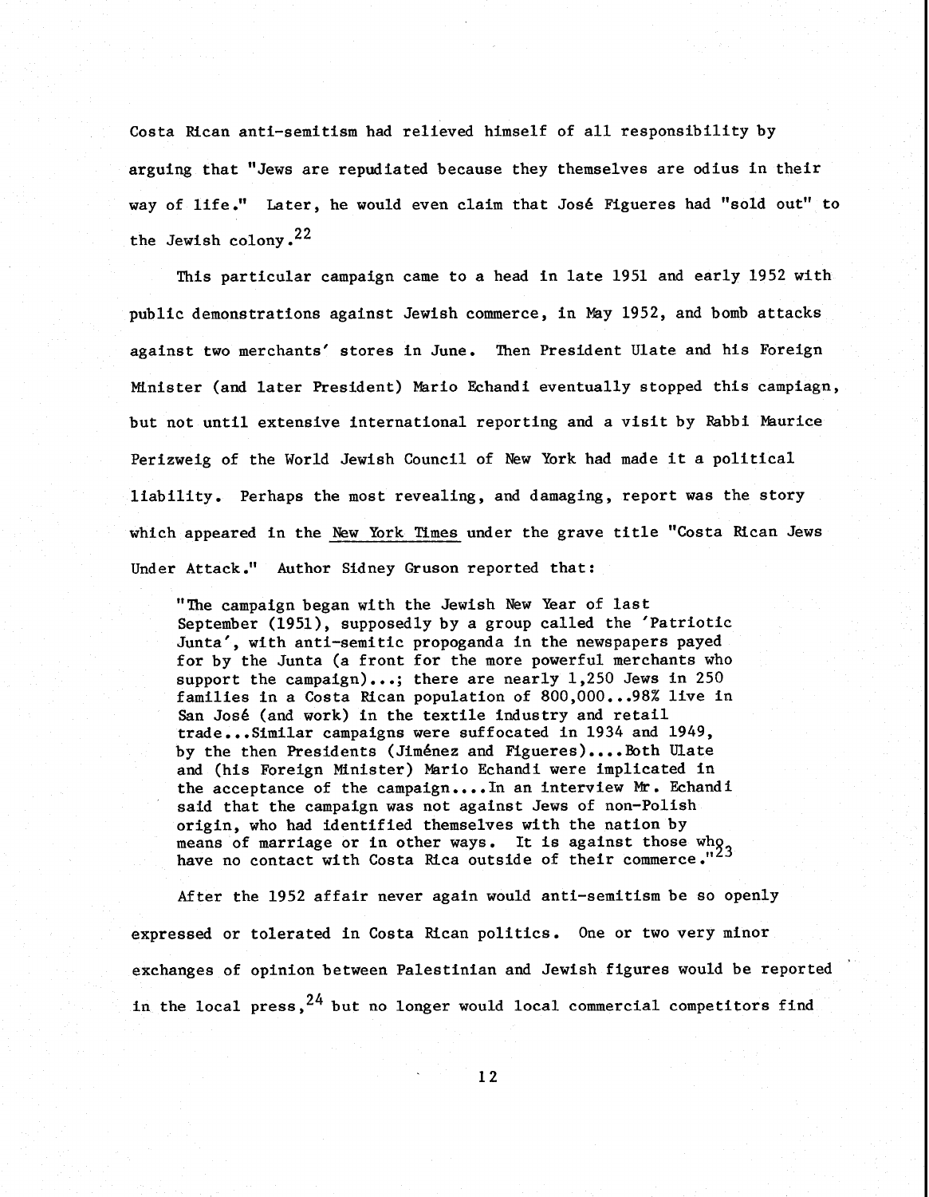Costa Rican anti-semitism had relieved himself of all responsibility by arguing that "Jews are repudiated because they themselves are odius in their way of life." Later, he would even claim that José Figueres had "sold out" to the Jewish colony.[22]

This particular campaign came to a head in late 1951 and early 1952 with public demonstrations against Jewish commerce, in May 1952, and bomb attacks against two merchants' stores in June. Then President Ulate and his Foreign Minister (and later President) Mario Echandi eventually stopped this campiagn, but not until extensive international reporting and a visit by Rabbi Maurice Perizweig of the World Jewish Council of New York had made it a political liability. Perhaps the most revealing, and damaging, report was the story which appeared in the New York Times under the grave title "Costa Rican Jews Under Attack." Author Sidney Gruson reported that:

> "The campaign began with the Jewish New Year of last September (1951), supposedly by a group called the 'Patriotic Junta', with anti-semitic propoganda in the newspapers payed for by the Junta (a front for the more powerful merchants who support the campaign)...; there are nearly 1,250 Jews in 250 families in a Costa Rican population of 800,000...98% live in San José (and work) in the textile industry and retail trade...Similar campaigns were suffocated in 1934 and 1949, by the then Presidents (Jiménez and Figueres)....Both Ulate and (his Foreign Minister) Mario Echandi were implicated in the acceptance of the campaign....In an interview Mr. Echandi said that the campaign was not against Jews of non-Polish origin, who had identified themselves with the nation by means of marriage or in other ways. It is against those who have no contact with Costa Rica outside of their commerce."[23]

After the 1952 affair never again would anti-semitism be so openly expressed or tolerated in Costa Rican politics. One or two very minor exchanges of opinion between Palestinian and Jewish figures would be reported in the local press,[24] but no longer would local commercial competitors find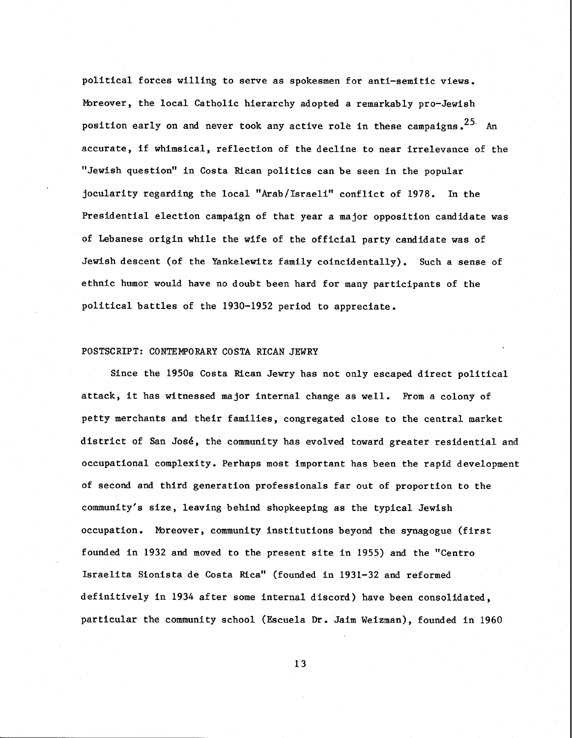political forces willing to serve as spokesmen for anti-semitic views. Moreover, the local Catholic hierarchy adopted a remarkably pro-Jewish position early on and never took any active role in these campaigns.[25] An accurate, if whimsical, reflection of the decline to near irrelevance of the "Jewish question" in Costa Rican politics can be seen in the popular jocularity regarding the local "Arab/Israeli" conflict of 1978. In the Presidential election campaign of that year a major opposition candidate was of Lebanese origin while the wife of the official party candidate was of Jewish descent (of the Yankelewitz family coincidentally). Such a sense of ethnic humor would have no doubt been hard for many participants of the political battles of the 1930-1952 period to appreciate.

## POSTSCRIPT: CONTEMPORARY COSTA RICAN JEWRY

Since the 1950s Costa Rican Jewry has not only escaped direct political attack, it has witnessed major internal change as well. From a colony of petty merchants and their families, congregated close to the central market district of San José, the community has evolved toward greater residential and occupational complexity. Perhaps most important has been the rapid development of second and third generation professionals far out of proportion to the community's size, leaving behind shopkeeping as the typical Jewish occupation. Moreover, community institutions beyond the synagogue (first founded in 1932 and moved to the present site in 1955) and the "Centro Israelita Sionista de Costa Rica" (founded in 1931-32 and reformed definitively in 1934 after some internal discord) have been consolidated, particular the community school (Escuela Dr. Jaim Weizman), founded in 1960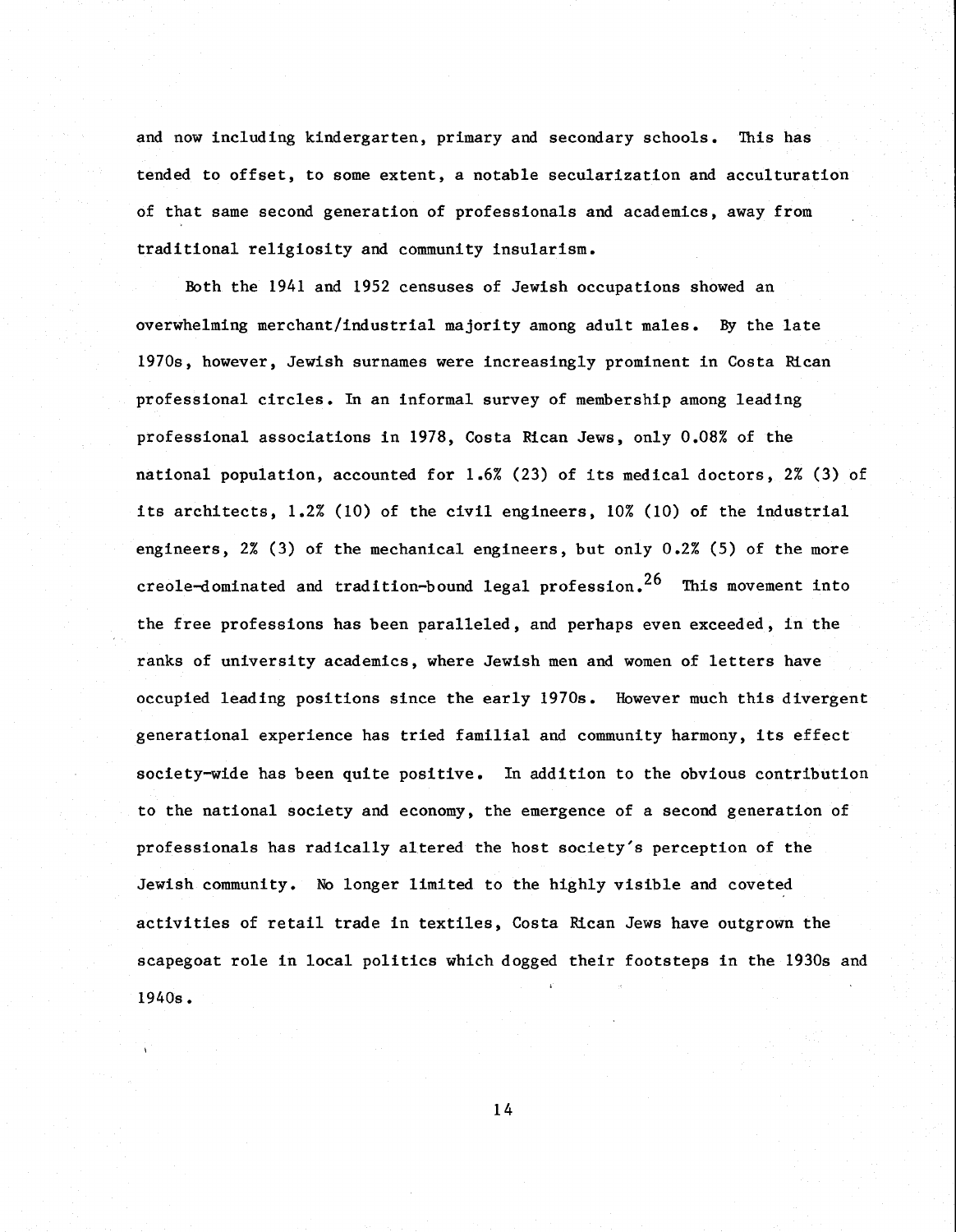and now including kindergarten, primary and secondary schools. This has tended to offset, to some extent, a notable secularization and acculturation of that same second generation of professionals and academics, away from traditional religiosity and community insularism.

Both the 1941 and 1952 censuses of Jewish occupations showed an overwhelming merchant/industrial majority among adult males. By the late 1970s, however, Jewish surnames were increasingly prominent in Costa Rican professional circles. In an informal survey of membership among leading professional associations in 1978, Costa Rican Jews, only 0.08% of the national population, accounted for 1.6% (23) of its medical doctors, 2% (3) of its architects, 1.2% (10) of the civil engineers, 10% (10) of the industrial engineers, 2% (3) of the mechanical engineers, but only 0.2% (5) of the more creole-dominated and tradition-bound legal profession.[26] This movement into the free professions has been paralleled, and perhaps even exceeded, in the ranks of university academics, where Jewish men and women of letters have occupied leading positions since the early 1970s. However much this divergent generational experience has tried familial and community harmony, its effect society-wide has been quite positive. In addition to the obvious contribution to the national society and economy, the emergence of a second generation of professionals has radically altered the host society's perception of the Jewish community. No longer limited to the highly visible and coveted activities of retail trade in textiles, Costa Rican Jews have outgrown the scapegoat role in local politics which dogged their footsteps in the 1930s and 1940s.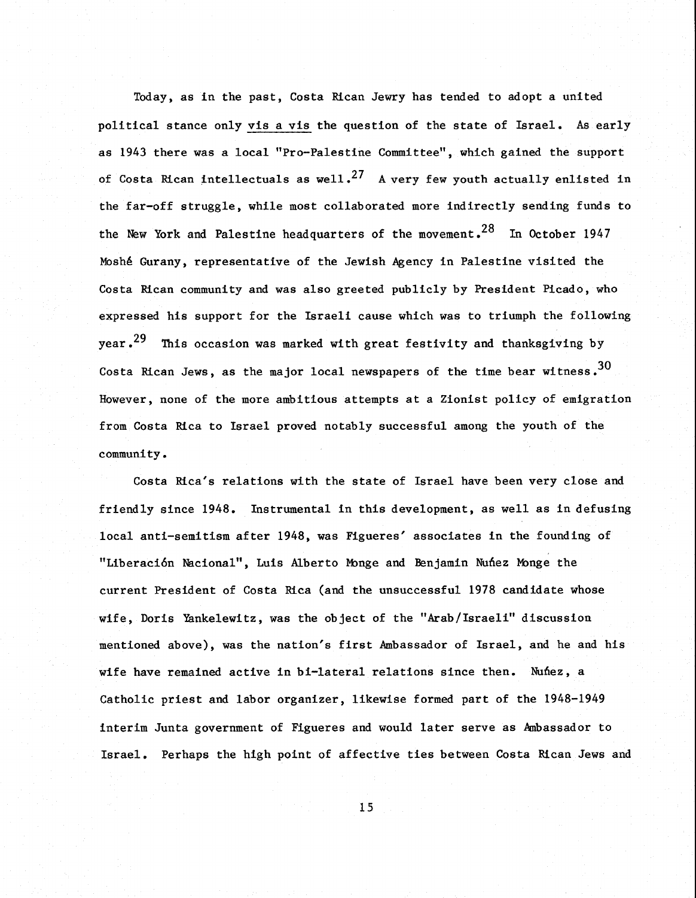Today, as in the past, Costa Rican Jewry has tended to adopt a united political stance only vis a vis the question of the state of Israel. As early as 1943 there was a local "Pro-Palestine Committee", which gained the support of Costa Rican intellectuals as well.[27] A very few youth actually enlisted in the far-off struggle, while most collaborated more indirectly sending funds to the New York and Palestine headquarters of the movement.[28] In October 1947 Moshé Gurany, representative of the Jewish Agency in Palestine visited the Costa Rican community and was also greeted publicly by President Picado, who expressed his support for the Israeli cause which was to triumph the following year.[29] This occasion was marked with great festivity and thanksgiving by Costa Rican Jews, as the major local newspapers of the time bear witness.[30] However, none of the more ambitious attempts at a Zionist policy of emigration from Costa Rica to Israel proved notably successful among the youth of the community.

Costa Rica's relations with the state of Israel have been very close and friendly since 1948. Instrumental in this development, as well as in defusing local anti-semitism after 1948, was Figueres' associates in the founding of "Liberación Nacional", Luis Alberto Monge and Benjamin Nuñez Monge the current President of Costa Rica (and the unsuccessful 1978 candidate whose wife, Doris Yankelewitz, was the object of the "Arab/Israeli" discussion mentioned above), was the nation's first Ambassador of Israel, and he and his wife have remained active in bi-lateral relations since then. Nuñez, a Catholic priest and labor organizer, likewise formed part of the 1948-1949 interim Junta government of Figueres and would later serve as Ambassador to Israel. Perhaps the high point of affective ties between Costa Rican Jews and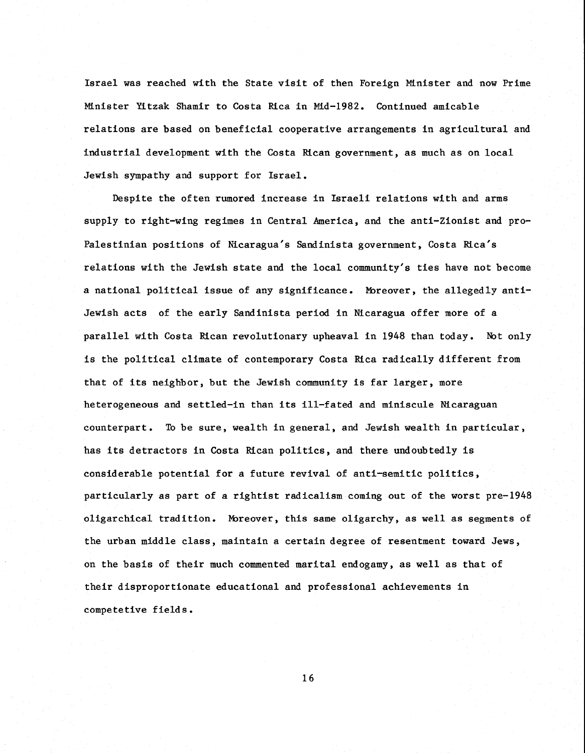Israel was reached with the State visit of then Foreign Minister and now Prime Minister Yitzak Shamir to Costa Rica in Mid-1982. Continued amicable relations are based on beneficial cooperative arrangements in agricultural and industrial development with the Costa Rican government, as much as on local Jewish sympathy and support for Israel.

Despite the often rumored increase in Israeli relations with and arms supply to right-wing regimes in Central America, and the anti-Zionist and pro-Palestinian positions of Nicaragua's Sandinista government, Costa Rica's relations with the Jewish state and the local community's ties have not become a national political issue of any significance. Moreover, the allegedly anti-Jewish acts of the early Sandinista period in Nicaragua offer more of a parallel with Costa Rican revolutionary upheaval in 1948 than today. Not only is the political climate of contemporary Costa Rica radically different from that of its neighbor, but the Jewish community is far larger, more heterogeneous and settled-in than its ill-fated and miniscule Nicaraguan counterpart. To be sure, wealth in general, and Jewish wealth in particular, has its detractors in Costa Rican politics, and there undoubtedly is considerable potential for a future revival of anti-semitic politics, particularly as part of a rightist radicalism coming out of the worst pre-1948 oligarchical tradition. Moreover, this same oligarchy, as well as segments of the urban middle class, maintain a certain degree of resentment toward Jews, on the basis of their much commented marital endogamy, as well as that of their disproportionate educational and professional achievements in competetive fields.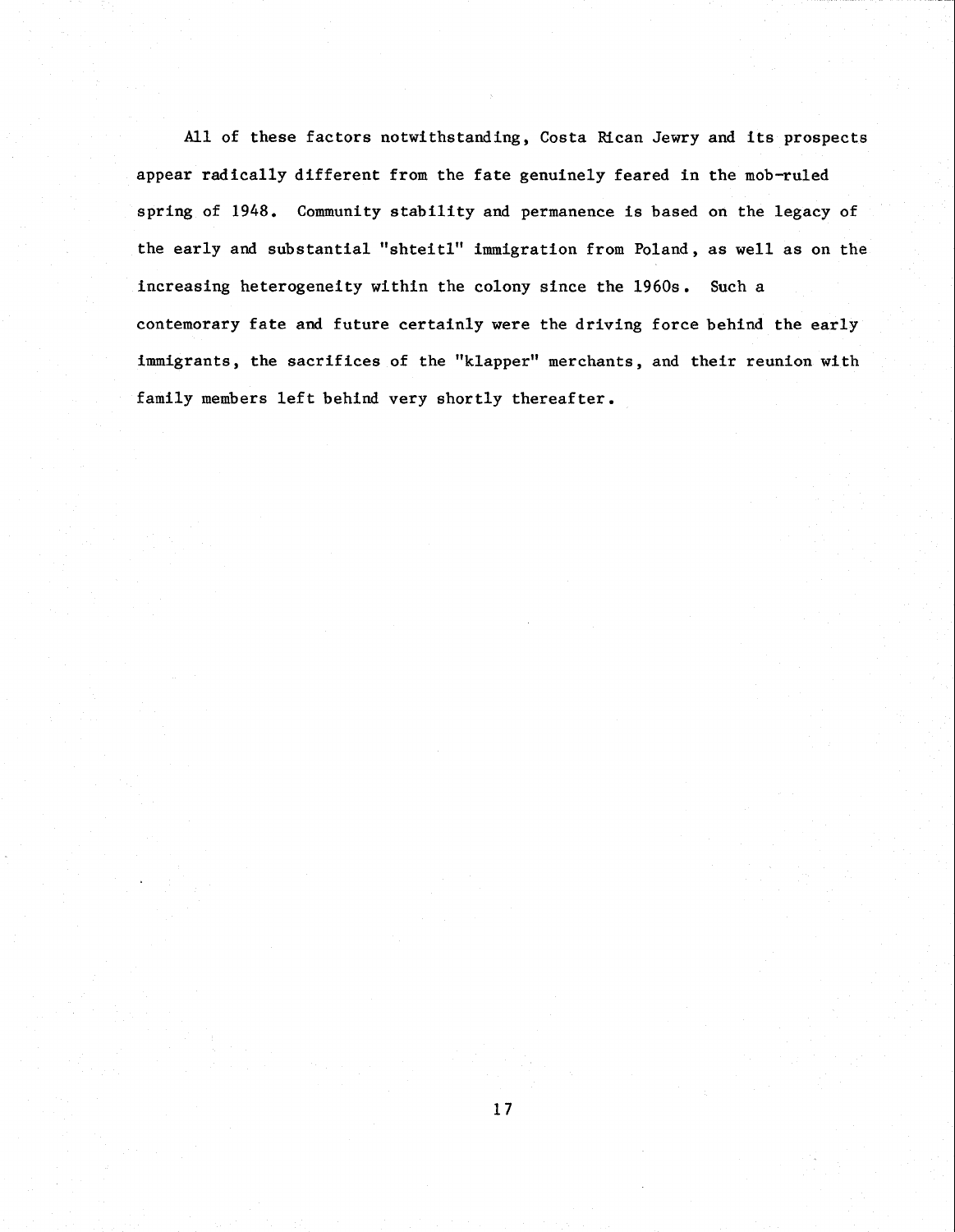All of these factors notwithstanding, Costa Rican Jewry and its prospects appear radically different from the fate genuinely feared in the mob-ruled spring of 1948. Community stability and permanence is based on the legacy of the early and substantial "shteitl" immigration from Poland, as well as on the increasing heterogeneity within the colony since the 1960s. Such a contemporary fate and future certainly were the driving force behind the early immigrants, the sacrifices of the "klapper" merchants, and their reunion with family members left behind very shortly thereafter.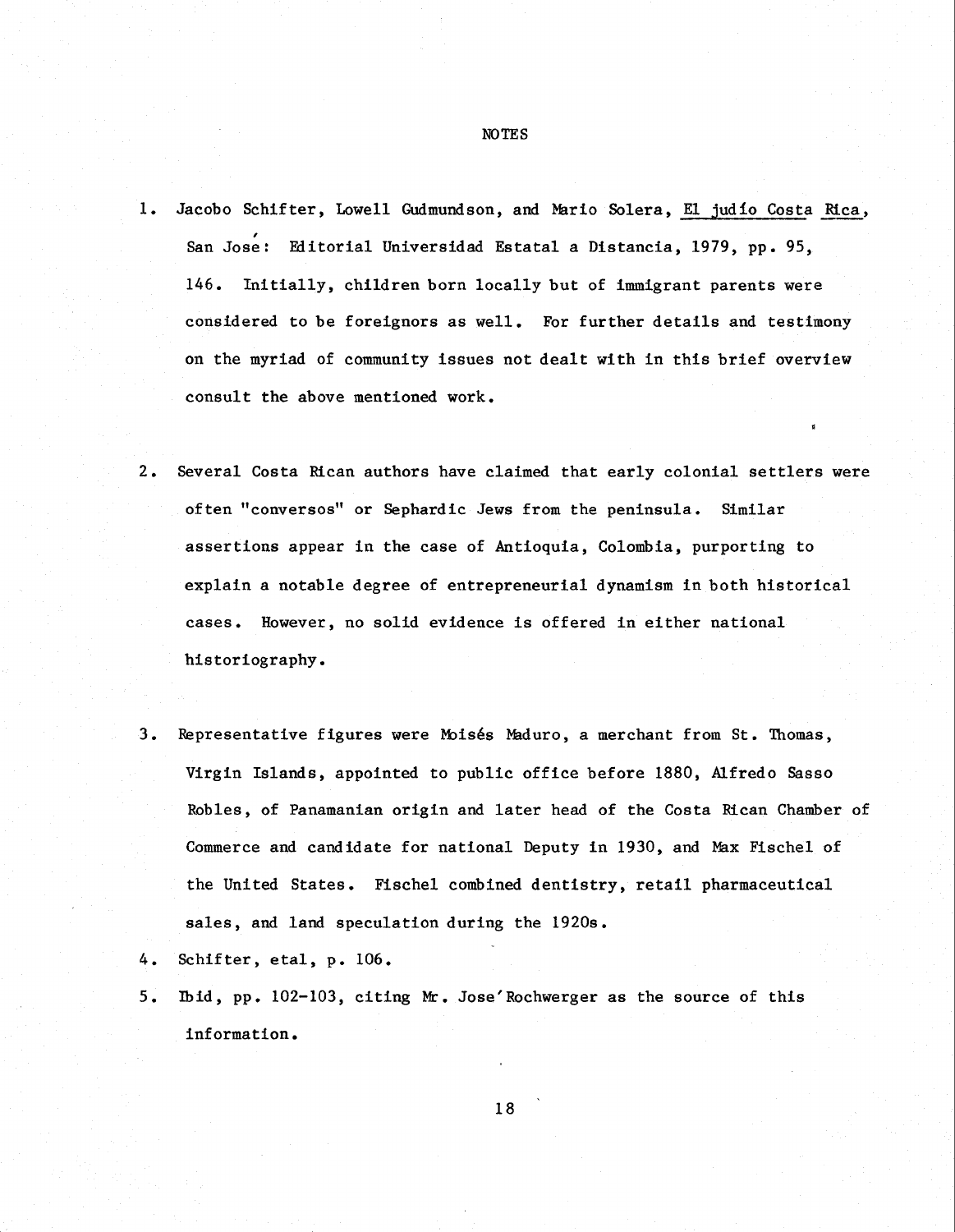# NOTES

1. Jacobo Schifter, Lowell Gudmundson, and Mario Solera, El judío Costa Rica, San José: Editorial Universidad Estatal a Distancia, 1979, pp. 95, 146. Initially, children born locally but of immigrant parents were considered to be foreignors as well. For further details and testimony on the myriad of community issues not dealt with in this brief overview consult the above mentioned work.

2. Several Costa Rican authors have claimed that early colonial settlers were often "conversos" or Sephardic Jews from the peninsula. Similar assertions appear in the case of Antioquia, Colombia, purporting to explain a notable degree of entrepreneurial dynamism in both historical cases. However, no solid evidence is offered in either national historiography.

3. Representative figures were Moisés Maduro, a merchant from St. Thomas, Virgin Islands, appointed to public office before 1880, Alfredo Sasso Robles, of Panamanian origin and later head of the Costa Rican Chamber of Commerce and candidate for national Deputy in 1930, and Max Fischel of the United States. Fischel combined dentistry, retail pharmaceutical sales, and land speculation during the 1920s.

4. Schifter, etal, p. 106.

5. Ibid, pp. 102-103, citing Mr. José Rochwerger as the source of this information.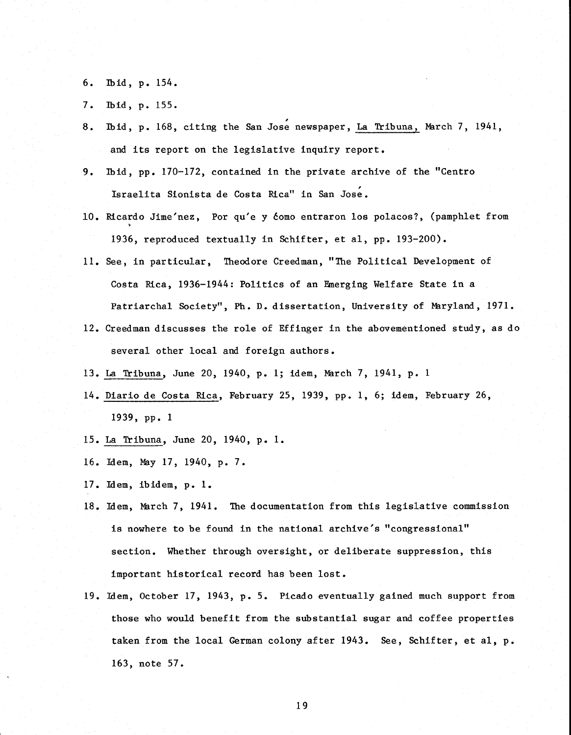6. Ibid, p. 154.

7. Ibid, p. 155.

8. Ibid, p. 168, citing the San José newspaper, La Tribuna, March 7, 1941, and its report on the legislative inquiry report.

9. Ibid, pp. 170-172, contained in the private archive of the "Centro Israelita Sionista de Costa Rica" in San José.

10. Ricardo Jiménez, Por qué y cómo entraron los polacos?, (pamphlet from 1936, reproduced textually in Schifter, et al, pp. 193-200).

11. See, in particular, Theodore Creedman, "The Political Development of Costa Rica, 1936-1944: Politics of an Emerging Welfare State in a Patriarchal Society", Ph. D. dissertation, University of Maryland, 1971.

12. Creedman discusses the role of Effinger in the abovementioned study, as do several other local and foreign authors.

13. La Tribuna, June 20, 1940, p. 1; idem, March 7, 1941, p. 1

14. Diario de Costa Rica, February 25, 1939, pp. 1, 6; idem, February 26, 1939, pp. 1

15. La Tribuna, June 20, 1940, p. 1.

16. Idem, May 17, 1940, p. 7.

17. Idem, ibidem, p. 1.

18. Idem, March 7, 1941. The documentation from this legislative commission is nowhere to be found in the national archive's "congressional" section. Whether through oversight, or deliberate suppression, this important historical record has been lost.

19. Idem, October 17, 1943, p. 5. Picado eventually gained much support from those who would benefit from the substantial sugar and coffee properties taken from the local German colony after 1943. See, Schifter, et al, p. 163, note 57.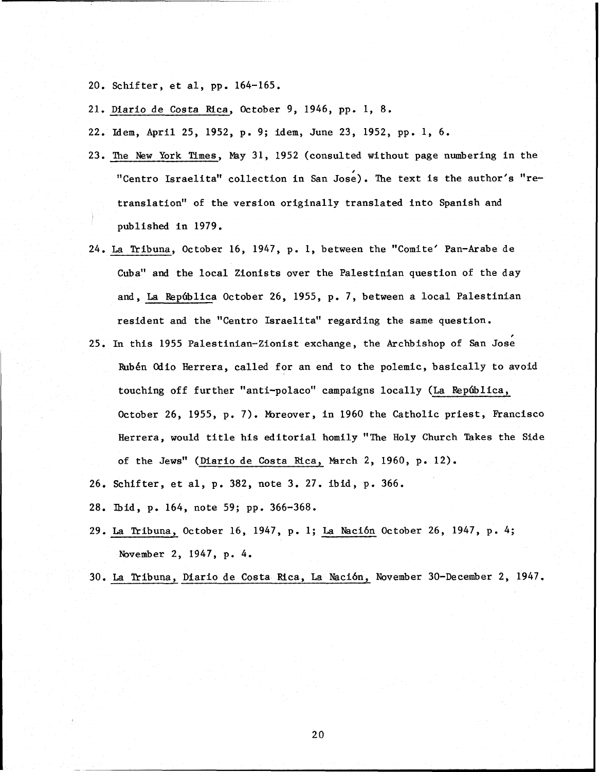20. Schifter, et al, pp. 164-165.

21. Diario de Costa Rica, October 9, 1946, pp. 1, 8.

22. Idem, April 25, 1952, p. 9; idem, June 23, 1952, pp. 1, 6.

23. The New York Times, May 31, 1952 (consulted without page numbering in the "Centro Israelita" collection in San José). The text is the author's "re-translation" of the version originally translated into Spanish and published in 1979.

24. La Tribuna, October 16, 1947, p. 1, between the "Comité Pan-Arabe de Cuba" and the local Zionists over the Palestinian question of the day and, La República October 26, 1955, p. 7, between a local Palestinian resident and the "Centro Israelita" regarding the same question.

25. In this 1955 Palestinian-Zionist exchange, the Archbishop of San José Rubén Odio Herrera, called for an end to the polemic, basically to avoid touching off further "anti-polaco" campaigns locally (La República, October 26, 1955, p. 7). Moreover, in 1960 the Catholic priest, Francisco Herrera, would title his editorial homily "The Holy Church Takes the Side of the Jews" (Diario de Costa Rica, March 2, 1960, p. 12).

26. Schifter, et al, p. 382, note 3. 27. ibid, p. 366.

28. Ibid, p. 164, note 59; pp. 366-368.

29. La Tribuna, October 16, 1947, p. 1; La Nación October 26, 1947, p. 4; November 2, 1947, p. 4.

30. La Tribuna, Diario de Costa Rica, La Nación, November 30-December 2, 1947.